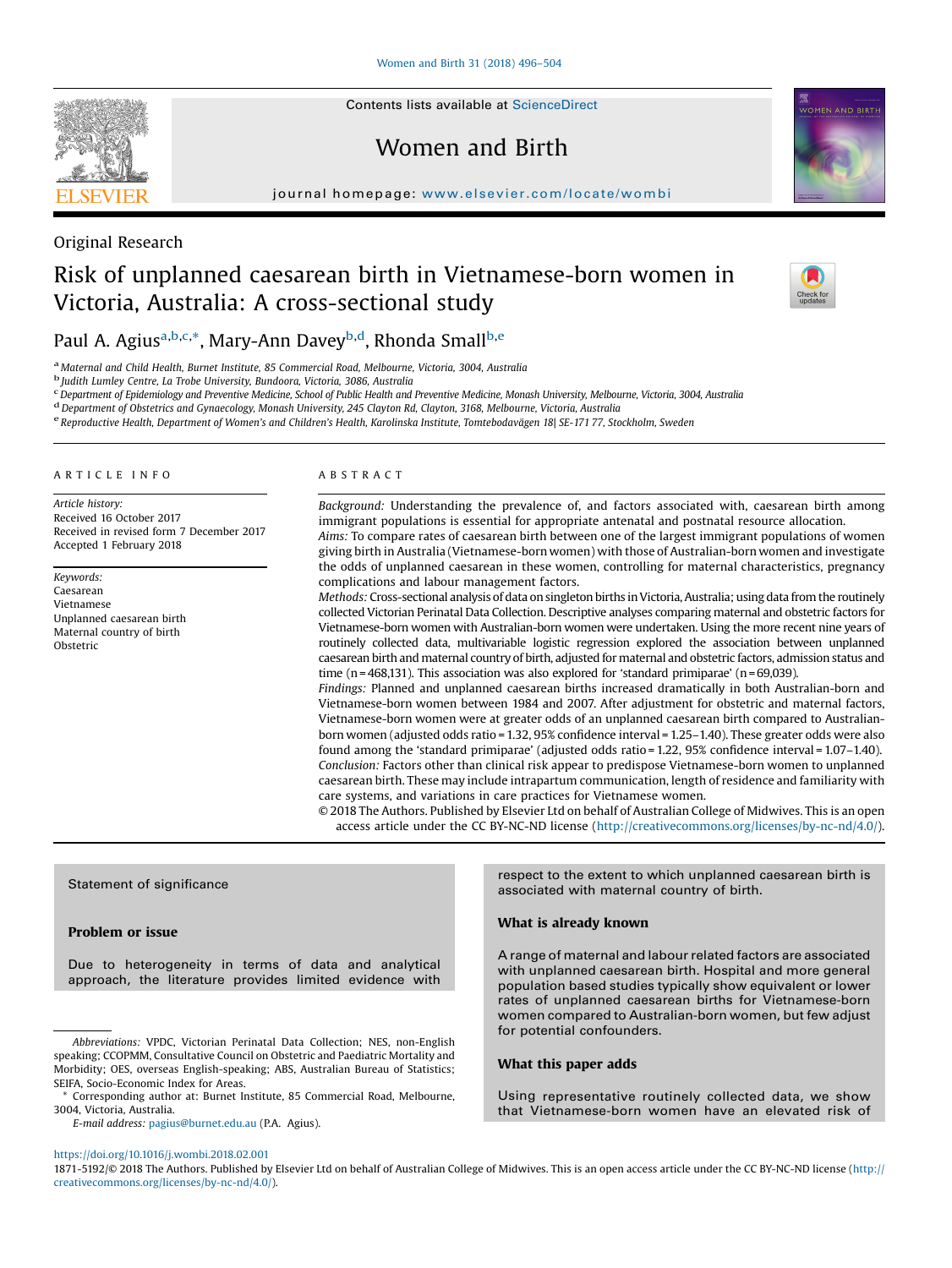Original Research

# Risk of unplanned caesarean birth in Vietnamese-born women in Victoria, Australia: A cross-sectional study

Paul A. Agius[a,b,c,*], Mary-Ann Davey[b,d], Rhonda Small[b,e]

[a] Maternal and Child Health, Burnet Institute, 85 Commercial Road, Melbourne, Victoria, 3004, Australia
[b] Judith Lumley Centre, La Trobe University, Bundoora, Victoria, 3086, Australia
[c] Department of Epidemiology and Preventive Medicine, School of Public Health and Preventive Medicine, Monash University, Melbourne, Victoria, 3004, Australia
[d] Department of Obstetrics and Gynaecology, Monash University, 245 Clayton Rd, Clayton, 3168, Melbourne, Victoria, Australia
[e] Reproductive Health, Department of Women's and Children's Health, Karolinska Institute, Tomtebodavägen 18| SE-171 77, Stockholm, Sweden

## ARTICLE INFO

*Article history:*
Received 16 October 2017
Received in revised form 7 December 2017
Accepted 1 February 2018

*Keywords:*
Caesarean
Vietnamese
Unplanned caesarean birth
Maternal country of birth
Obstetric

## ABSTRACT

*Background:* Understanding the prevalence of, and factors associated with, caesarean birth among immigrant populations is essential for appropriate antenatal and postnatal resource allocation.

*Aims:* To compare rates of caesarean birth between one of the largest immigrant populations of women giving birth in Australia (Vietnamese-born women) with those of Australian-born women and investigate the odds of unplanned caesarean in these women, controlling for maternal characteristics, pregnancy complications and labour management factors.

*Methods:* Cross-sectional analysis of data on singleton births in Victoria, Australia; using data from the routinely collected Victorian Perinatal Data Collection. Descriptive analyses comparing maternal and obstetric factors for Vietnamese-born women with Australian-born women were undertaken. Using the more recent nine years of routinely collected data, multivariable logistic regression explored the association between unplanned caesarean birth and maternal country of birth, adjusted for maternal and obstetric factors, admission status and time (n = 468,131). This association was also explored for 'standard primiparae' (n = 69,039).

*Findings:* Planned and unplanned caesarean births increased dramatically in both Australian-born and Vietnamese-born women between 1984 and 2007. After adjustment for obstetric and maternal factors, Vietnamese-born women were at greater odds of an unplanned caesarean birth compared to Australian-born women (adjusted odds ratio = 1.32, 95% confidence interval = 1.25–1.40). These greater odds were also found among the 'standard primiparae' (adjusted odds ratio = 1.22, 95% confidence interval = 1.07–1.40).

*Conclusion:* Factors other than clinical risk appear to predispose Vietnamese-born women to unplanned caesarean birth. These may include intrapartum communication, length of residence and familiarity with care systems, and variations in care practices for Vietnamese women.

© 2018 The Authors. Published by Elsevier Ltd on behalf of Australian College of Midwives. This is an open access article under the CC BY-NC-ND license (http://creativecommons.org/licenses/by-nc-nd/4.0/).

### Statement of significance

#### Problem or issue

Due to heterogeneity in terms of data and analytical approach, the literature provides limited evidence with respect to the extent to which unplanned caesarean birth is associated with maternal country of birth.

#### What is already known

A range of maternal and labour related factors are associated with unplanned caesarean birth. Hospital and more general population based studies typically show equivalent or lower rates of unplanned caesarean births for Vietnamese-born women compared to Australian-born women, but few adjust for potential confounders.

#### What this paper adds

Using representative routinely collected data, we show that Vietnamese-born women have an elevated risk of

---

*Abbreviations:* VPDC, Victorian Perinatal Data Collection; NES, non-English speaking; CCOPMM, Consultative Council on Obstetric and Paediatric Mortality and Morbidity; OES, overseas English-speaking; ABS, Australian Bureau of Statistics; SEIFA, Socio-Economic Index for Areas.

* Corresponding author at: Burnet Institute, 85 Commercial Road, Melbourne, 3004, Victoria, Australia.

*E-mail address:* pagius@burnet.edu.au (P.A. Agius).

https://doi.org/10.1016/j.wombi.2018.02.001
1871-5192/© 2018 The Authors. Published by Elsevier Ltd on behalf of Australian College of Midwives. This is an open access article under the CC BY-NC-ND license (http://creativecommons.org/licenses/by-nc-nd/4.0/).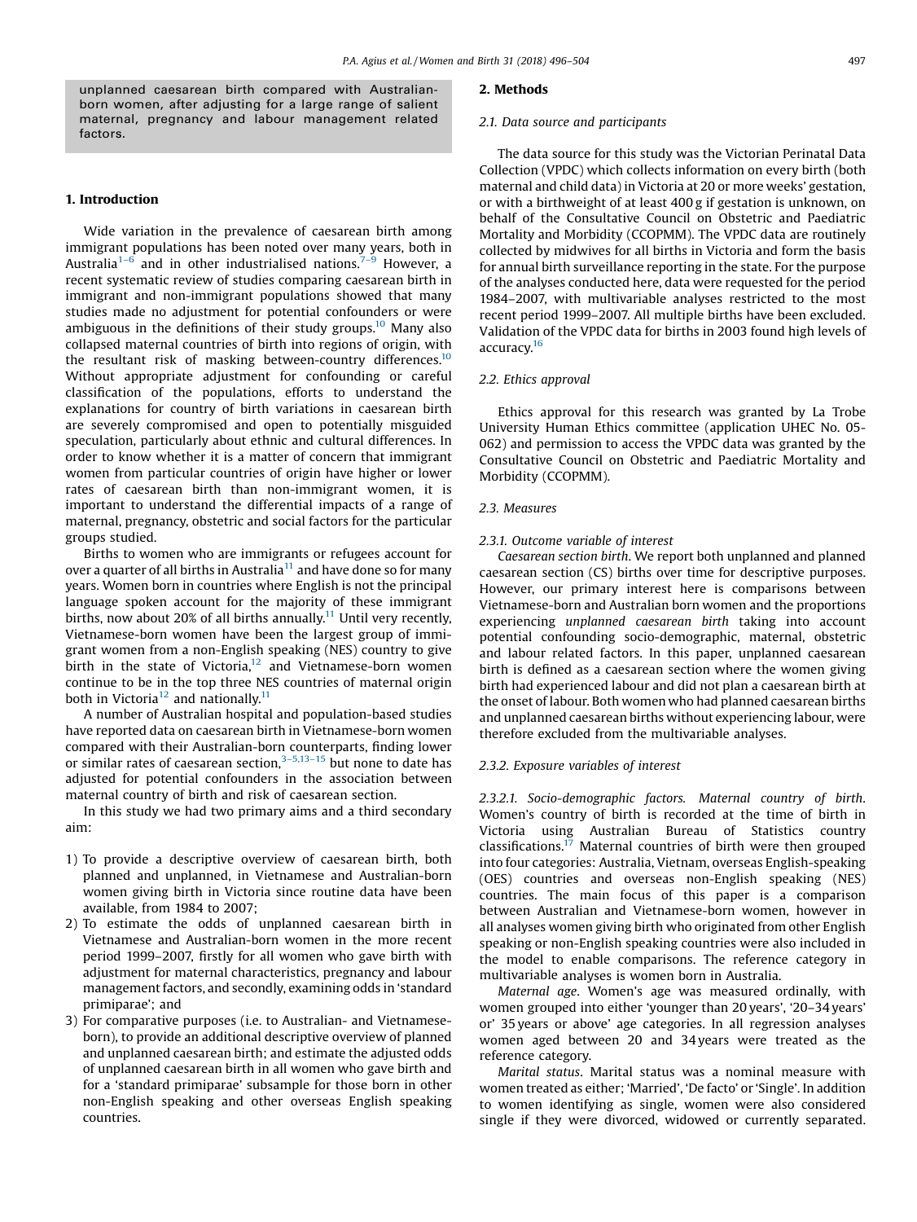unplanned caesarean birth compared with Australian-born women, after adjusting for a large range of salient maternal, pregnancy and labour management related factors.

## 1. Introduction

Wide variation in the prevalence of caesarean birth among immigrant populations has been noted over many years, both in Australia[1–6] and in other industrialised nations.[7–9] However, a recent systematic review of studies comparing caesarean birth in immigrant and non-immigrant populations showed that many studies made no adjustment for potential confounders or were ambiguous in the definitions of their study groups.[10] Many also collapsed maternal countries of birth into regions of origin, with the resultant risk of masking between-country differences.[10] Without appropriate adjustment for confounding or careful classification of the populations, efforts to understand the explanations for country of birth variations in caesarean birth are severely compromised and open to potentially misguided speculation, particularly about ethnic and cultural differences. In order to know whether it is a matter of concern that immigrant women from particular countries of origin have higher or lower rates of caesarean birth than non-immigrant women, it is important to understand the differential impacts of a range of maternal, pregnancy, obstetric and social factors for the particular groups studied.

Births to women who are immigrants or refugees account for over a quarter of all births in Australia[11] and have done so for many years. Women born in countries where English is not the principal language spoken account for the majority of these immigrant births, now about 20% of all births annually.[11] Until very recently, Vietnamese-born women have been the largest group of immigrant women from a non-English speaking (NES) country to give birth in the state of Victoria,[12] and Vietnamese-born women continue to be in the top three NES countries of maternal origin both in Victoria[12] and nationally.[11]

A number of Australian hospital and population-based studies have reported data on caesarean birth in Vietnamese-born women compared with their Australian-born counterparts, finding lower or similar rates of caesarean section,[3–5,13–15] but none to date has adjusted for potential confounders in the association between maternal country of birth and risk of caesarean section.

In this study we had two primary aims and a third secondary aim:

1) To provide a descriptive overview of caesarean birth, both planned and unplanned, in Vietnamese and Australian-born women giving birth in Victoria since routine data have been available, from 1984 to 2007;
2) To estimate the odds of unplanned caesarean birth in Vietnamese and Australian-born women in the more recent period 1999–2007, firstly for all women who gave birth with adjustment for maternal characteristics, pregnancy and labour management factors, and secondly, examining odds in 'standard primiparae'; and
3) For comparative purposes (i.e. to Australian- and Vietnamese-born), to provide an additional descriptive overview of planned and unplanned caesarean birth; and estimate the adjusted odds of unplanned caesarean birth in all women who gave birth and for a 'standard primiparae' subsample for those born in other non-English speaking and other overseas English speaking countries.

## 2. Methods

### 2.1. Data source and participants

The data source for this study was the Victorian Perinatal Data Collection (VPDC) which collects information on every birth (both maternal and child data) in Victoria at 20 or more weeks' gestation, or with a birthweight of at least 400 g if gestation is unknown, on behalf of the Consultative Council on Obstetric and Paediatric Mortality and Morbidity (CCOPMM). The VPDC data are routinely collected by midwives for all births in Victoria and form the basis for annual birth surveillance reporting in the state. For the purpose of the analyses conducted here, data were requested for the period 1984–2007, with multivariable analyses restricted to the most recent period 1999–2007. All multiple births have been excluded. Validation of the VPDC data for births in 2003 found high levels of accuracy.[16]

### 2.2. Ethics approval

Ethics approval for this research was granted by La Trobe University Human Ethics committee (application UHEC No. 05-062) and permission to access the VPDC data was granted by the Consultative Council on Obstetric and Paediatric Mortality and Morbidity (CCOPMM).

### 2.3. Measures

#### 2.3.1. Outcome variable of interest

*Caesarean section birth*. We report both unplanned and planned caesarean section (CS) births over time for descriptive purposes. However, our primary interest here is comparisons between Vietnamese-born and Australian born women and the proportions experiencing *unplanned caesarean birth* taking into account potential confounding socio-demographic, maternal, obstetric and labour related factors. In this paper, unplanned caesarean birth is defined as a caesarean section where the women giving birth had experienced labour and did not plan a caesarean birth at the onset of labour. Both women who had planned caesarean births and unplanned caesarean births without experiencing labour, were therefore excluded from the multivariable analyses.

#### 2.3.2. Exposure variables of interest

*2.3.2.1. Socio-demographic factors. Maternal country of birth*. Women's country of birth is recorded at the time of birth in Victoria using Australian Bureau of Statistics country classifications.[17] Maternal countries of birth were then grouped into four categories: Australia, Vietnam, overseas English-speaking (OES) countries and overseas non-English speaking (NES) countries. The main focus of this paper is a comparison between Australian and Vietnamese-born women, however in all analyses women giving birth who originated from other English speaking or non-English speaking countries were also included in the model to enable comparisons. The reference category in multivariable analyses is women born in Australia.

*Maternal age*. Women's age was measured ordinally, with women grouped into either 'younger than 20 years', '20–34 years' or' 35 years or above' age categories. In all regression analyses women aged between 20 and 34 years were treated as the reference category.

*Marital status*. Marital status was a nominal measure with women treated as either; 'Married', 'De facto' or 'Single'. In addition to women identifying as single, women were also considered single if they were divorced, widowed or currently separated.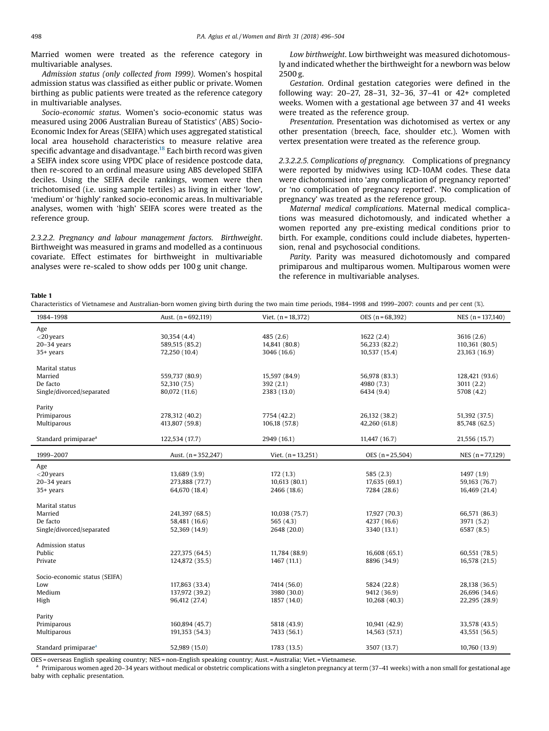Married women were treated as the reference category in multivariable analyses.

*Admission status (only collected from 1999).* Women's hospital admission status was classified as either public or private. Women birthing as public patients were treated as the reference category in multivariable analyses.

*Socio-economic status.* Women's socio-economic status was measured using 2006 Australian Bureau of Statistics' (ABS) Socio-Economic Index for Areas (SEIFA) which uses aggregated statistical local area household characteristics to measure relative area specific advantage and disadvantage.[18] Each birth record was given a SEIFA index score using VPDC place of residence postcode data, then re-scored to an ordinal measure using ABS developed SEIFA deciles. Using the SEIFA decile rankings, women were then trichotomised (i.e. using sample tertiles) as living in either 'low', 'medium' or 'highly' ranked socio-economic areas. In multivariable analyses, women with 'high' SEIFA scores were treated as the reference group.

*2.3.2.2. Pregnancy and labour management factors.* *Birthweight.* Birthweight was measured in grams and modelled as a continuous covariate. Effect estimates for birthweight in multivariable analyses were re-scaled to show odds per 100 g unit change.

*Low birthweight.* Low birthweight was measured dichotomously and indicated whether the birthweight for a newborn was below 2500 g.

*Gestation.* Ordinal gestation categories were defined in the following way: 20–27, 28–31, 32–36, 37–41 or 42+ completed weeks. Women with a gestational age between 37 and 41 weeks were treated as the reference group.

*Presentation.* Presentation was dichotomised as vertex or any other presentation (breech, face, shoulder etc.). Women with vertex presentation were treated as the reference group.

*2.3.2.2.5. Complications of pregnancy.* Complications of pregnancy were reported by midwives using ICD-10AM codes. These data were dichotomised into 'any complication of pregnancy reported' or 'no complication of pregnancy reported'. 'No complication of pregnancy' was treated as the reference group.

*Maternal medical complications.* Maternal medical complications was measured dichotomously, and indicated whether a women reported any pre-existing medical conditions prior to birth. For example, conditions could include diabetes, hypertension, renal and psychosocial conditions.

*Parity.* Parity was measured dichotomously and compared primiparous and multiparous women. Multiparous women were the reference in multivariable analyses.

**Table 1**

Characteristics of Vietnamese and Australian-born women giving birth during the two main time periods, 1984–1998 and 1999–2007: counts and per cent (%).

| 1984–1998 | Aust. (n = 692,119) | Viet. (n = 18,372) | OES (n = 68,392) | NES (n = 137,140) |
|---|---|---|---|---|
| Age | | | | |
| <20 years | 30,354 (4.4) | 485 (2.6) | 1622 (2.4) | 3616 (2.6) |
| 20–34 years | 589,515 (85.2) | 14,841 (80.8) | 56,233 (82.2) | 110,361 (80.5) |
| 35+ years | 72,250 (10.4) | 3046 (16.6) | 10,537 (15.4) | 23,163 (16.9) |
| Marital status | | | | |
| Married | 559,737 (80.9) | 15,597 (84.9) | 56,978 (83.3) | 128,421 (93.6) |
| De facto | 52,310 (7.5) | 392 (2.1) | 4980 (7.3) | 3011 (2.2) |
| Single/divorced/separated | 80,072 (11.6) | 2383 (13.0) | 6434 (9.4) | 5708 (4.2) |
| Parity | | | | |
| Primiparous | 278,312 (40.2) | 7754 (42.2) | 26,132 (38.2) | 51,392 (37.5) |
| Multiparous | 413,807 (59.8) | 106,18 (57.8) | 42,260 (61.8) | 85,748 (62.5) |
| Standard primiparae[a] | 122,534 (17.7) | 2949 (16.1) | 11,447 (16.7) | 21,556 (15.7) |
| **1999–2007** | **Aust. (n = 352,247)** | **Viet. (n = 13,251)** | **OES (n = 25,504)** | **NES (n = 77,129)** |
| Age | | | | |
| <20 years | 13,689 (3.9) | 172 (1.3) | 585 (2.3) | 1497 (1.9) |
| 20–34 years | 273,888 (77.7) | 10,613 (80.1) | 17,635 (69.1) | 59,163 (76.7) |
| 35+ years | 64,670 (18.4) | 2466 (18.6) | 7284 (28.6) | 16,469 (21.4) |
| Marital status | | | | |
| Married | 241,397 (68.5) | 10,038 (75.7) | 17,927 (70.3) | 66,571 (86.3) |
| De facto | 58,481 (16.6) | 565 (4.3) | 4237 (16.6) | 3971 (5.2) |
| Single/divorced/separated | 52,369 (14.9) | 2648 (20.0) | 3340 (13.1) | 6587 (8.5) |
| Admission status | | | | |
| Public | 227,375 (64.5) | 11,784 (88.9) | 16,608 (65.1) | 60,551 (78.5) |
| Private | 124,872 (35.5) | 1467 (11.1) | 8896 (34.9) | 16,578 (21.5) |
| Socio-economic status (SEIFA) | | | | |
| Low | 117,863 (33.4) | 7414 (56.0) | 5824 (22.8) | 28,138 (36.5) |
| Medium | 137,972 (39.2) | 3980 (30.0) | 9412 (36.9) | 26,696 (34.6) |
| High | 96,412 (27.4) | 1857 (14.0) | 10,268 (40.3) | 22,295 (28.9) |
| Parity | | | | |
| Primiparous | 160,894 (45.7) | 5818 (43.9) | 10,941 (42.9) | 33,578 (43.5) |
| Multiparous | 191,353 (54.3) | 7433 (56.1) | 14,563 (57.1) | 43,551 (56.5) |
| Standard primiparae[a] | 52,989 (15.0) | 1783 (13.5) | 3507 (13.7) | 10,760 (13.9) |

OES = overseas English speaking country; NES = non-English speaking country; Aust. = Australia; Viet. = Vietnamese.

[a] Primiparous women aged 20–34 years without medical or obstetric complications with a singleton pregnancy at term (37–41 weeks) with a non small for gestational age baby with cephalic presentation.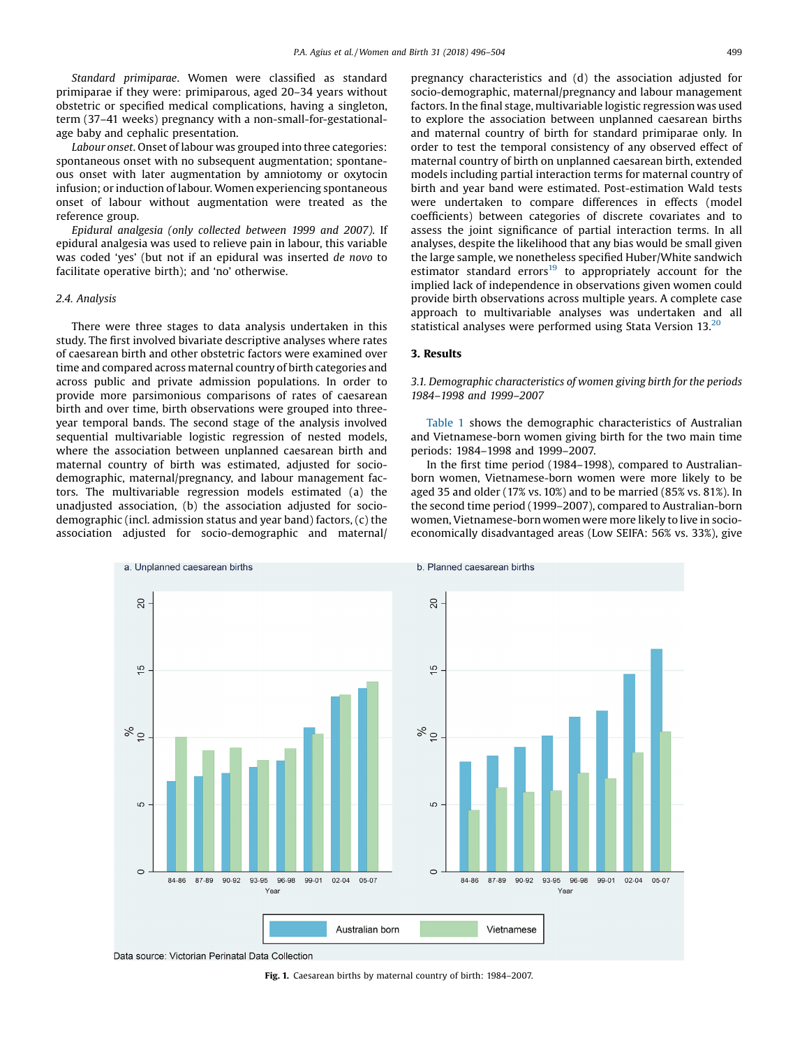*Standard primiparae*. Women were classified as standard primiparae if they were: primiparous, aged 20–34 years without obstetric or specified medical complications, having a singleton, term (37–41 weeks) pregnancy with a non-small-for-gestational-age baby and cephalic presentation.

*Labour onset*. Onset of labour was grouped into three categories: spontaneous onset with no subsequent augmentation; spontaneous onset with later augmentation by amniotomy or oxytocin infusion; or induction of labour. Women experiencing spontaneous onset of labour without augmentation were treated as the reference group.

*Epidural analgesia (only collected between 1999 and 2007)*. If epidural analgesia was used to relieve pain in labour, this variable was coded 'yes' (but not if an epidural was inserted *de novo* to facilitate operative birth); and 'no' otherwise.

### 2.4. Analysis

There were three stages to data analysis undertaken in this study. The first involved bivariate descriptive analyses where rates of caesarean birth and other obstetric factors were examined over time and compared across maternal country of birth categories and across public and private admission populations. In order to provide more parsimonious comparisons of rates of caesarean birth and over time, birth observations were grouped into three-year temporal bands. The second stage of the analysis involved sequential multivariable logistic regression of nested models, where the association between unplanned caesarean birth and maternal country of birth was estimated, adjusted for socio-demographic, maternal/pregnancy, and labour management factors. The multivariable regression models estimated (a) the unadjusted association, (b) the association adjusted for socio-demographic (incl. admission status and year band) factors, (c) the association adjusted for socio-demographic and maternal/pregnancy characteristics and (d) the association adjusted for socio-demographic, maternal/pregnancy and labour management factors. In the final stage, multivariable logistic regression was used to explore the association between unplanned caesarean births and maternal country of birth for standard primiparae only. In order to test the temporal consistency of any observed effect of maternal country of birth on unplanned caesarean birth, extended models including partial interaction terms for maternal country of birth and year band were estimated. Post-estimation Wald tests were undertaken to compare differences in effects (model coefficients) between categories of discrete covariates and to assess the joint significance of partial interaction terms. In all analyses, despite the likelihood that any bias would be small given the large sample, we nonetheless specified Huber/White sandwich estimator standard errors[19] to appropriately account for the implied lack of independence in observations given women could provide birth observations across multiple years. A complete case approach to multivariable analyses was undertaken and all statistical analyses were performed using Stata Version 13.[20]

## 3. Results

### 3.1. Demographic characteristics of women giving birth for the periods 1984–1998 and 1999–2007

Table 1 shows the demographic characteristics of Australian and Vietnamese-born women giving birth for the two main time periods: 1984–1998 and 1999–2007.

In the first time period (1984–1998), compared to Australian-born women, Vietnamese-born women were more likely to be aged 35 and older (17% vs. 10%) and to be married (85% vs. 81%). In the second time period (1999–2007), compared to Australian-born women, Vietnamese-born women were more likely to live in socio-economically disadvantaged areas (Low SEIFA: 56% vs. 33%), give

a. Unplanned caesarean births
b. Planned caesarean births
%
0
5
10
15
20
84-86 87-89 90-92 93-95 96-98 99-01 02-04 05-07
Year
Australian born
Vietnamese
Data source: Victorian Perinatal Data Collection

**Fig. 1.** Caesarean births by maternal country of birth: 1984–2007.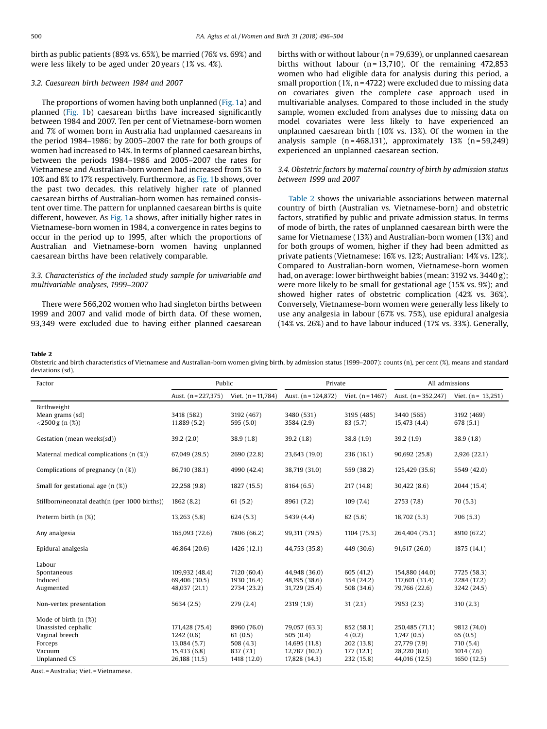birth as public patients (89% vs. 65%), be married (76% vs. 69%) and were less likely to be aged under 20 years (1% vs. 4%).

### 3.2. Caesarean birth between 1984 and 2007

The proportions of women having both unplanned (Fig. 1a) and planned (Fig. 1b) caesarean births have increased significantly between 1984 and 2007. Ten per cent of Vietnamese-born women and 7% of women born in Australia had unplanned caesareans in the period 1984–1986; by 2005–2007 the rate for both groups of women had increased to 14%. In terms of planned caesarean births, between the periods 1984–1986 and 2005–2007 the rates for Vietnamese and Australian-born women had increased from 5% to 10% and 8% to 17% respectively. Furthermore, as Fig. 1b shows, over the past two decades, this relatively higher rate of planned caesarean births of Australian-born women has remained consistent over time. The pattern for unplanned caesarean births is quite different, however. As Fig. 1a shows, after initially higher rates in Vietnamese-born women in 1984, a convergence in rates begins to occur in the period up to 1995, after which the proportions of Australian and Vietnamese-born women having unplanned caesarean births have been relatively comparable.

### 3.3. Characteristics of the included study sample for univariable and multivariable analyses, 1999–2007

There were 566,202 women who had singleton births between 1999 and 2007 and valid mode of birth data. Of these women, 93,349 were excluded due to having either planned caesarean births with or without labour (n = 79,639), or unplanned caesarean births without labour (n = 13,710). Of the remaining 472,853 women who had eligible data for analysis during this period, a small proportion (1%, n = 4722) were excluded due to missing data on covariates given the complete case approach used in multivariable analyses. Compared to those included in the study sample, women excluded from analyses due to missing data on model covariates were less likely to have experienced an unplanned caesarean birth (10% vs. 13%). Of the women in the analysis sample (n = 468,131), approximately 13% (n = 59,249) experienced an unplanned caesarean section.

### 3.4. Obstetric factors by maternal country of birth by admission status between 1999 and 2007

Table 2 shows the univariable associations between maternal country of birth (Australian vs. Vietnamese-born) and obstetric factors, stratified by public and private admission status. In terms of mode of birth, the rates of unplanned caesarean birth were the same for Vietnamese (13%) and Australian-born women (13%) and for both groups of women, higher if they had been admitted as private patients (Vietnamese: 16% vs. 12%; Australian: 14% vs. 12%). Compared to Australian-born women, Vietnamese-born women had, on average: lower birthweight babies (mean: 3192 vs. 3440 g); were more likely to be small for gestational age (15% vs. 9%); and showed higher rates of obstetric complication (42% vs. 36%). Conversely, Vietnamese-born women were generally less likely to use any analgesia in labour (67% vs. 75%), use epidural analgesia (14% vs. 26%) and to have labour induced (17% vs. 33%). Generally,

**Table 2**
Obstetric and birth characteristics of Vietnamese and Australian-born women giving birth, by admission status (1999–2007): counts (n), per cent (%), means and standard deviations (sd).

| Factor | Public | | Private | | All admissions | |
|---|---|---|---|---|---|---|
| | Aust. (n = 227,375) | Viet. (n = 11,784) | Aust. (n = 124,872) | Viet. (n = 1467) | Aust. (n = 352,247) | Viet. (n = 13,251) |
| Birthweight | | | | | | |
| Mean grams (sd) | 3418 (582) | 3192 (467) | 3480 (531) | 3195 (485) | 3440 (565) | 3192 (469) |
| <2500 g (n (%)) | 11,889 (5.2) | 595 (5.0) | 3584 (2.9) | 83 (5.7) | 15,473 (4.4) | 678 (5.1) |
| Gestation (mean weeks(sd)) | 39.2 (2.0) | 38.9 (1.8) | 39.2 (1.8) | 38.8 (1.9) | 39.2 (1.9) | 38.9 (1.8) |
| Maternal medical complications (n (%)) | 67,049 (29.5) | 2690 (22.8) | 23,643 (19.0) | 236 (16.1) | 90,692 (25.8) | 2,926 (22.1) |
| Complications of pregnancy (n (%)) | 86,710 (38.1) | 4990 (42.4) | 38,719 (31.0) | 559 (38.2) | 125,429 (35.6) | 5549 (42.0) |
| Small for gestational age (n (%)) | 22,258 (9.8) | 1827 (15.5) | 8164 (6.5) | 217 (14.8) | 30,422 (8.6) | 2044 (15.4) |
| Stillborn/neonatal death(n (per 1000 births)) | 1862 (8.2) | 61 (5.2) | 8961 (7.2) | 109 (7.4) | 2753 (7.8) | 70 (5.3) |
| Preterm birth (n (%)) | 13,263 (5.8) | 624 (5.3) | 5439 (4.4) | 82 (5.6) | 18,702 (5.3) | 706 (5.3) |
| Any analgesia | 165,093 (72.6) | 7806 (66.2) | 99,311 (79.5) | 1104 (75.3) | 264,404 (75.1) | 8910 (67.2) |
| Epidural analgesia | 46,864 (20.6) | 1426 (12.1) | 44,753 (35.8) | 449 (30.6) | 91,617 (26.0) | 1875 (14.1) |
| Labour | | | | | | |
| Spontaneous | 109,932 (48.4) | 7120 (60.4) | 44,948 (36.0) | 605 (41.2) | 154,880 (44.0) | 7725 (58.3) |
| Induced | 69,406 (30.5) | 1930 (16.4) | 48,195 (38.6) | 354 (24.2) | 117,601 (33.4) | 2284 (17.2) |
| Augmented | 48,037 (21.1) | 2734 (23.2) | 31,729 (25.4) | 508 (34.6) | 79,766 (22.6) | 3242 (24.5) |
| Non-vertex presentation | 5634 (2.5) | 279 (2.4) | 2319 (1.9) | 31 (2.1) | 7953 (2.3) | 310 (2.3) |
| Mode of birth (n (%)) | | | | | | |
| Unassisted cephalic | 171,428 (75.4) | 8960 (76.0) | 79,057 (63.3) | 852 (58.1) | 250,485 (71.1) | 9812 (74.0) |
| Vaginal breech | 1242 (0.6) | 61 (0.5) | 505 (0.4) | 4 (0.2) | 1,747 (0.5) | 65 (0.5) |
| Forceps | 13,084 (5.7) | 508 (4.3) | 14,695 (11.8) | 202 (13.8) | 27,779 (7.9) | 710 (5.4) |
| Vacuum | 15,433 (6.8) | 837 (7.1) | 12,787 (10.2) | 177 (12.1) | 28,220 (8.0) | 1014 (7.6) |
| Unplanned CS | 26,188 (11.5) | 1418 (12.0) | 17,828 (14.3) | 232 (15.8) | 44,016 (12.5) | 1650 (12.5) |

Aust. = Australia; Viet. = Vietnamese.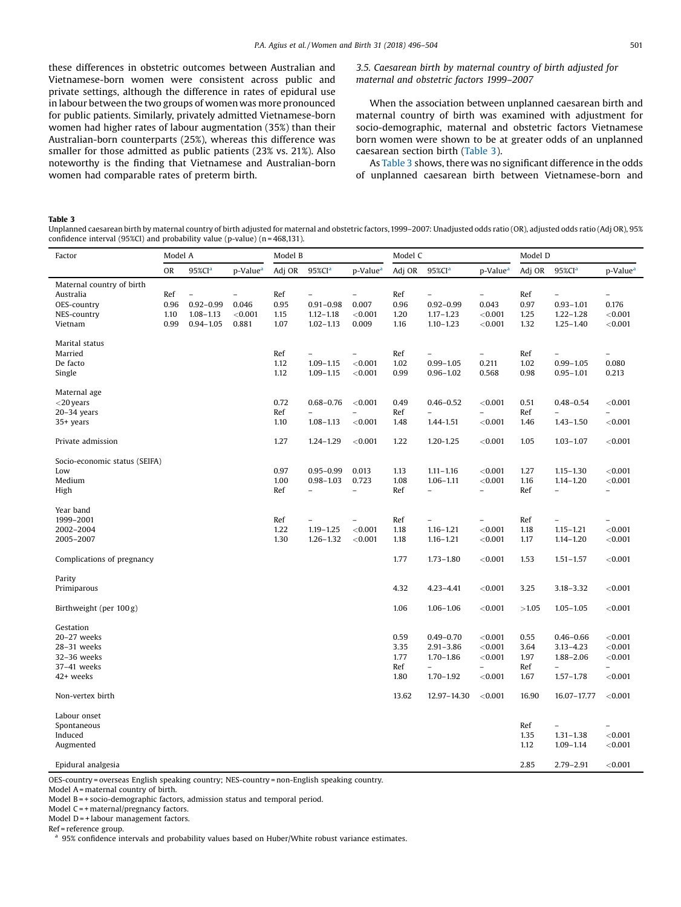these differences in obstetric outcomes between Australian and Vietnamese-born women were consistent across public and private settings, although the difference in rates of epidural use in labour between the two groups of women was more pronounced for public patients. Similarly, privately admitted Vietnamese-born women had higher rates of labour augmentation (35%) than their Australian-born counterparts (25%), whereas this difference was smaller for those admitted as public patients (23% vs. 21%). Also noteworthy is the finding that Vietnamese and Australian-born women had comparable rates of preterm birth.

### *3.5. Caesarean birth by maternal country of birth adjusted for maternal and obstetric factors 1999–2007*

When the association between unplanned caesarean birth and maternal country of birth was examined with adjustment for socio-demographic, maternal and obstetric factors Vietnamese born women were shown to be at greater odds of an unplanned caesarean section birth (Table 3).

As Table 3 shows, there was no significant difference in the odds of unplanned caesarean birth between Vietnamese-born and

**Table 3**
Unplanned caesarean birth by maternal country of birth adjusted for maternal and obstetric factors, 1999–2007: Unadjusted odds ratio (OR), adjusted odds ratio (Adj OR), 95% confidence interval (95%CI) and probability value (p-value) (n = 468,131).

| Factor | Model A | | | Model B | | | Model C | | | Model D | | |
|---|---|---|---|---|---|---|---|---|---|---|---|---|
| | OR | 95%CI[a] | p-Value[a] | Adj OR | 95%CI[a] | p-Value[a] | Adj OR | 95%CI[a] | p-Value[a] | Adj OR | 95%CI[a] | p-Value[a] |
| Maternal country of birth | | | | | | | | | | | | |
| Australia | Ref | – | – | Ref | – | – | Ref | – | – | Ref | – | – |
| OES-country | 0.96 | 0.92–0.99 | 0.046 | 0.95 | 0.91–0.98 | 0.007 | 0.96 | 0.92–0.99 | 0.043 | 0.97 | 0.93–1.01 | 0.176 |
| NES-country | 1.10 | 1.08–1.13 | <0.001 | 1.15 | 1.12–1.18 | <0.001 | 1.20 | 1.17–1.23 | <0.001 | 1.25 | 1.22–1.28 | <0.001 |
| Vietnam | 0.99 | 0.94–1.05 | 0.881 | 1.07 | 1.02–1.13 | 0.009 | 1.16 | 1.10–1.23 | <0.001 | 1.32 | 1.25–1.40 | <0.001 |
| Marital status | | | | | | | | | | | | |
| Married | | | | Ref | – | – | Ref | – | – | Ref | – | – |
| De facto | | | | 1.12 | 1.09–1.15 | <0.001 | 1.02 | 0.99–1.05 | 0.211 | 1.02 | 0.99–1.05 | 0.080 |
| Single | | | | 1.12 | 1.09–1.15 | <0.001 | 0.99 | 0.96–1.02 | 0.568 | 0.98 | 0.95–1.01 | 0.213 |
| Maternal age | | | | | | | | | | | | |
| <20 years | | | | 0.72 | 0.68–0.76 | <0.001 | 0.49 | 0.46–0.52 | <0.001 | 0.51 | 0.48–0.54 | <0.001 |
| 20–34 years | | | | Ref | – | – | Ref | – | – | Ref | – | – |
| 35+ years | | | | 1.10 | 1.08–1.13 | <0.001 | 1.48 | 1.44-1.51 | <0.001 | 1.46 | 1.43–1.50 | <0.001 |
| Private admission | | | | 1.27 | 1.24–1.29 | <0.001 | 1.22 | 1.20-1.25 | <0.001 | 1.05 | 1.03–1.07 | <0.001 |
| Socio-economic status (SEIFA) | | | | | | | | | | | | |
| Low | | | | 0.97 | 0.95–0.99 | 0.013 | 1.13 | 1.11–1.16 | <0.001 | 1.27 | 1.15–1.30 | <0.001 |
| Medium | | | | 1.00 | 0.98–1.03 | 0.723 | 1.08 | 1.06–1.11 | <0.001 | 1.16 | 1.14–1.20 | <0.001 |
| High | | | | Ref | – | – | Ref | – | – | Ref | – | – |
| Year band | | | | | | | | | | | | |
| 1999–2001 | | | | Ref | – | – | Ref | – | – | Ref | – | – |
| 2002–2004 | | | | 1.22 | 1.19–1.25 | <0.001 | 1.18 | 1.16–1.21 | <0.001 | 1.18 | 1.15–1.21 | <0.001 |
| 2005–2007 | | | | 1.30 | 1.26–1.32 | <0.001 | 1.18 | 1.16–1.21 | <0.001 | 1.17 | 1.14–1.20 | <0.001 |
| Complications of pregnancy | | | | | | | 1.77 | 1.73–1.80 | <0.001 | 1.53 | 1.51–1.57 | <0.001 |
| Parity | | | | | | | | | | | | |
| Primiparous | | | | | | | 4.32 | 4.23–4.41 | <0.001 | 3.25 | 3.18–3.32 | <0.001 |
| Birthweight (per 100 g) | | | | | | | 1.06 | 1.06–1.06 | <0.001 | >1.05 | 1.05–1.05 | <0.001 |
| Gestation | | | | | | | | | | | | |
| 20–27 weeks | | | | | | | 0.59 | 0.49–0.70 | <0.001 | 0.55 | 0.46–0.66 | <0.001 |
| 28–31 weeks | | | | | | | 3.35 | 2.91–3.86 | <0.001 | 3.64 | 3.13–4.23 | <0.001 |
| 32–36 weeks | | | | | | | 1.77 | 1.70–1.86 | <0.001 | 1.97 | 1.88–2.06 | <0.001 |
| 37–41 weeks | | | | | | | Ref | – | – | Ref | – | – |
| 42+ weeks | | | | | | | 1.80 | 1.70–1.92 | <0.001 | 1.67 | 1.57–1.78 | <0.001 |
| Non-vertex birth | | | | | | | 13.62 | 12.97–14.30 | <0.001 | 16.90 | 16.07–17.77 | <0.001 |
| Labour onset | | | | | | | | | | | | |
| Spontaneous | | | | | | | | | | Ref | – | – |
| Induced | | | | | | | | | | 1.35 | 1.31–1.38 | <0.001 |
| Augmented | | | | | | | | | | 1.12 | 1.09–1.14 | <0.001 |
| Epidural analgesia | | | | | | | | | | 2.85 | 2.79–2.91 | <0.001 |

OES-country = overseas English speaking country; NES-country = non-English speaking country.
Model A = maternal country of birth.
Model B = + socio-demographic factors, admission status and temporal period.
Model C = + maternal/pregnancy factors.
Model D = + labour management factors.
Ref = reference group.
[a] 95% confidence intervals and probability values based on Huber/White robust variance estimates.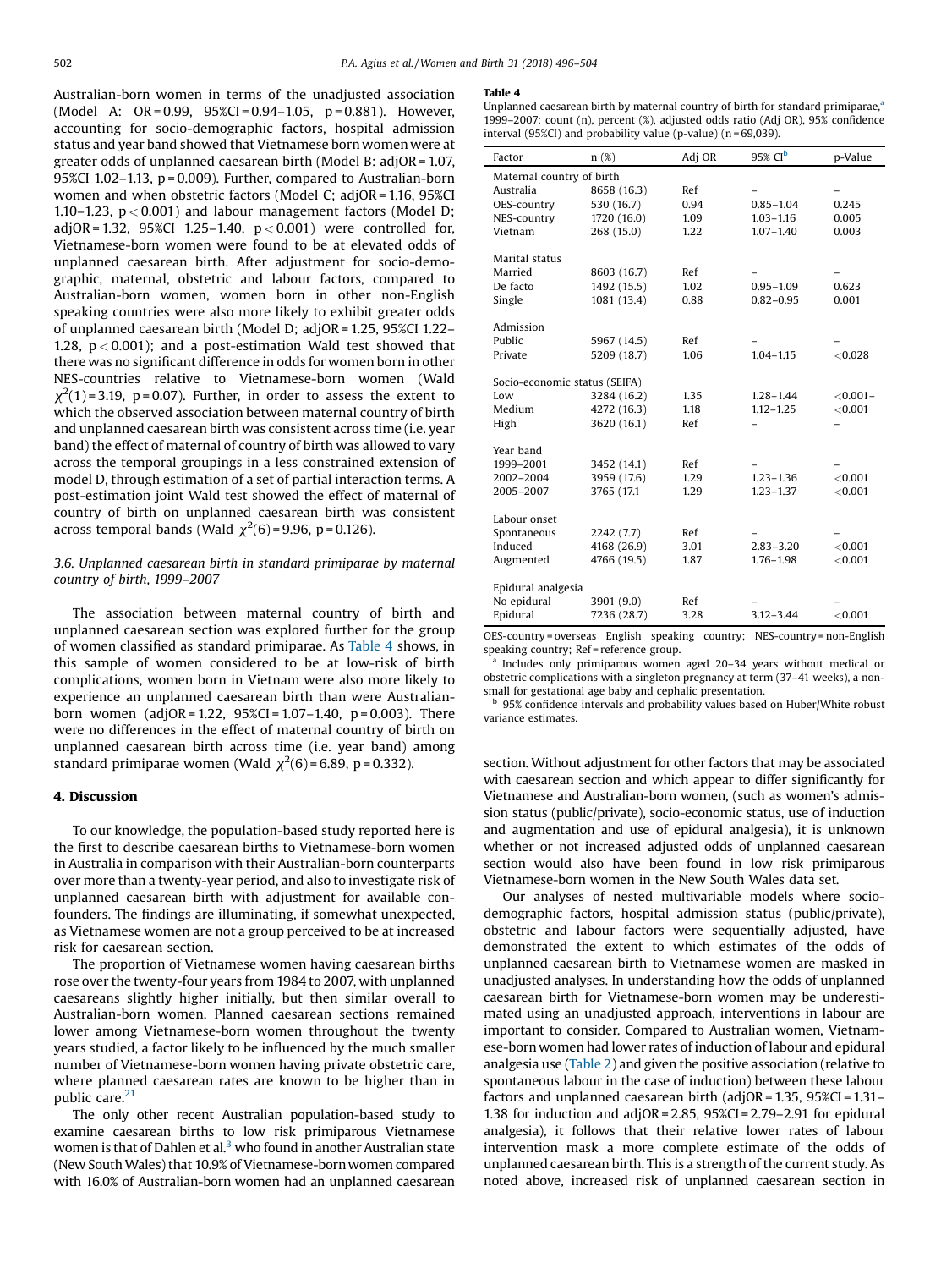Australian-born women in terms of the unadjusted association (Model A: OR = 0.99, 95%CI = 0.94–1.05, p = 0.881). However, accounting for socio-demographic factors, hospital admission status and year band showed that Vietnamese born women were at greater odds of unplanned caesarean birth (Model B: adjOR = 1.07, 95%CI 1.02–1.13, p = 0.009). Further, compared to Australian-born women and when obstetric factors (Model C; adjOR = 1.16, 95%CI 1.10–1.23, $p < 0.001$) and labour management factors (Model D; adjOR = 1.32, 95%CI 1.25–1.40, $p < 0.001$) were controlled for, Vietnamese-born women were found to be at elevated odds of unplanned caesarean birth. After adjustment for socio-demographic, maternal, obstetric and labour factors, compared to Australian-born women, women born in other non-English speaking countries were also more likely to exhibit greater odds of unplanned caesarean birth (Model D; adjOR = 1.25, 95%CI 1.22–1.28, $p < 0.001$); and a post-estimation Wald test showed that there was no significant difference in odds for women born in other NES-countries relative to Vietnamese-born women (Wald $\chi^2(1) = 3.19$, p = 0.07). Further, in order to assess the extent to which the observed association between maternal country of birth and unplanned caesarean birth was consistent across time (i.e. year band) the effect of maternal of country of birth was allowed to vary across the temporal groupings in a less constrained extension of model D, through estimation of a set of partial interaction terms. A post-estimation joint Wald test showed the effect of maternal of country of birth on unplanned caesarean birth was consistent across temporal bands (Wald $\chi^2(6) = 9.96$, p = 0.126).

### 3.6. Unplanned caesarean birth in standard primiparae by maternal country of birth, 1999–2007

The association between maternal country of birth and unplanned caesarean section was explored further for the group of women classified as standard primiparae. As Table 4 shows, in this sample of women considered to be at low-risk of birth complications, women born in Vietnam were also more likely to experience an unplanned caesarean birth than were Australian-born women (adjOR = 1.22, 95%CI = 1.07–1.40, p = 0.003). There were no differences in the effect of maternal country of birth on unplanned caesarean birth across time (i.e. year band) among standard primiparae women (Wald $\chi^2(6) = 6.89$, p = 0.332).

**Table 4**
Unplanned caesarean birth by maternal country of birth for standard primiparae,[a] 1999–2007: count (n), percent (%), adjusted odds ratio (Adj OR), 95% confidence interval (95%CI) and probability value (p-value) (n = 69,039).

| Factor | n (%) | Adj OR | 95% CI[b] | p-Value |
|---|---|---|---|---|
| Maternal country of birth | | | | |
| Australia | 8658 (16.3) | Ref | – | – |
| OES-country | 530 (16.7) | 0.94 | 0.85–1.04 | 0.245 |
| NES-country | 1720 (16.0) | 1.09 | 1.03–1.16 | 0.005 |
| Vietnam | 268 (15.0) | 1.22 | 1.07–1.40 | 0.003 |
| Marital status | | | | |
| Married | 8603 (16.7) | Ref | – | – |
| De facto | 1492 (15.5) | 1.02 | 0.95–1.09 | 0.623 |
| Single | 1081 (13.4) | 0.88 | 0.82–0.95 | 0.001 |
| Admission | | | | |
| Public | 5967 (14.5) | Ref | – | – |
| Private | 5209 (18.7) | 1.06 | 1.04–1.15 | <0.028 |
| Socio-economic status (SEIFA) | | | | |
| Low | 3284 (16.2) | 1.35 | 1.28–1.44 | <0.001– |
| Medium | 4272 (16.3) | 1.18 | 1.12–1.25 | <0.001 |
| High | 3620 (16.1) | Ref | – | – |
| Year band | | | | |
| 1999–2001 | 3452 (14.1) | Ref | – | – |
| 2002–2004 | 3959 (17.6) | 1.29 | 1.23–1.36 | <0.001 |
| 2005–2007 | 3765 (17.1 | 1.29 | 1.23–1.37 | <0.001 |
| Labour onset | | | | |
| Spontaneous | 2242 (7.7) | Ref | – | – |
| Induced | 4168 (26.9) | 3.01 | 2.83–3.20 | <0.001 |
| Augmented | 4766 (19.5) | 1.87 | 1.76–1.98 | <0.001 |
| Epidural analgesia | | | | |
| No epidural | 3901 (9.0) | Ref | – | – |
| Epidural | 7236 (28.7) | 3.28 | 3.12–3.44 | <0.001 |

OES-country = overseas English speaking country; NES-country = non-English speaking country; Ref = reference group.
[a] Includes only primiparous women aged 20–34 years without medical or obstetric complications with a singleton pregnancy at term (37–41 weeks), a non-small for gestational age baby and cephalic presentation.
[b] 95% confidence intervals and probability values based on Huber/White robust variance estimates.

## 4. Discussion

To our knowledge, the population-based study reported here is the first to describe caesarean births to Vietnamese-born women in Australia in comparison with their Australian-born counterparts over more than a twenty-year period, and also to investigate risk of unplanned caesarean birth with adjustment for available confounders. The findings are illuminating, if somewhat unexpected, as Vietnamese women are not a group perceived to be at increased risk for caesarean section.

The proportion of Vietnamese women having caesarean births rose over the twenty-four years from 1984 to 2007, with unplanned caesareans slightly higher initially, but then similar overall to Australian-born women. Planned caesarean sections remained lower among Vietnamese-born women throughout the twenty years studied, a factor likely to be influenced by the much smaller number of Vietnamese-born women having private obstetric care, where planned caesarean rates are known to be higher than in public care.[21]

The only other recent Australian population-based study to examine caesarean births to low risk primiparous Vietnamese women is that of Dahlen et al.[3] who found in another Australian state (New South Wales) that 10.9% of Vietnamese-born women compared with 16.0% of Australian-born women had an unplanned caesarean section. Without adjustment for other factors that may be associated with caesarean section and which appear to differ significantly for Vietnamese and Australian-born women, (such as women's admission status (public/private), socio-economic status, use of induction and augmentation and use of epidural analgesia), it is unknown whether or not increased adjusted odds of unplanned caesarean section would also have been found in low risk primiparous Vietnamese-born women in the New South Wales data set.

Our analyses of nested multivariable models where socio-demographic factors, hospital admission status (public/private), obstetric and labour factors were sequentially adjusted, have demonstrated the extent to which estimates of the odds of unplanned caesarean birth to Vietnamese women are masked in unadjusted analyses. In understanding how the odds of unplanned caesarean birth for Vietnamese-born women may be underestimated using an unadjusted approach, interventions in labour are important to consider. Compared to Australian women, Vietnamese-born women had lower rates of induction of labour and epidural analgesia use (Table 2) and given the positive association (relative to spontaneous labour in the case of induction) between these labour factors and unplanned caesarean birth (adjOR = 1.35, 95%CI = 1.31–1.38 for induction and adjOR = 2.85, 95%CI = 2.79–2.91 for epidural analgesia), it follows that their relative lower rates of labour intervention mask a more complete estimate of the odds of unplanned caesarean birth. This is a strength of the current study. As noted above, increased risk of unplanned caesarean section in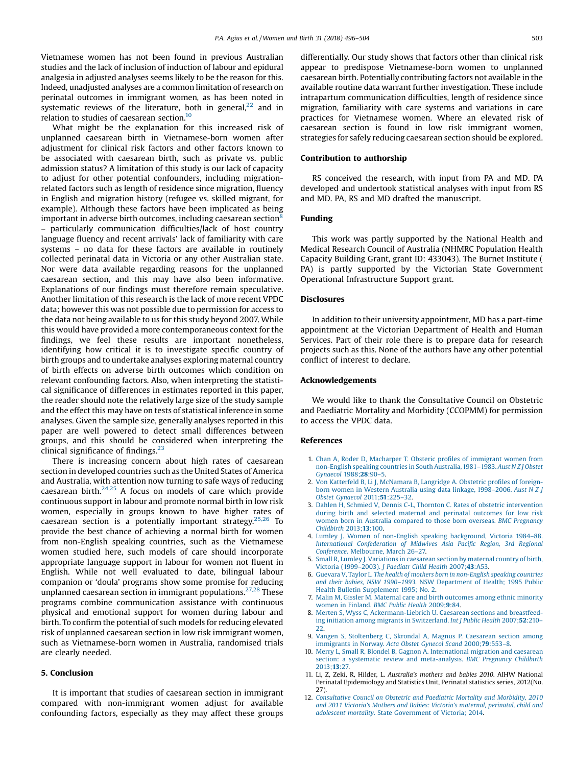Vietnamese women has not been found in previous Australian studies and the lack of inclusion of induction of labour and epidural analgesia in adjusted analyses seems likely to be the reason for this. Indeed, unadjusted analyses are a common limitation of research on perinatal outcomes in immigrant women, as has been noted in systematic reviews of the literature, both in general,[22] and in relation to studies of caesarean section.[10]

What might be the explanation for this increased risk of unplanned caesarean birth in Vietnamese-born women after adjustment for clinical risk factors and other factors known to be associated with caesarean birth, such as private vs. public admission status? A limitation of this study is our lack of capacity to adjust for other potential confounders, including migration-related factors such as length of residence since migration, fluency in English and migration history (refugee vs. skilled migrant, for example). Although these factors have been implicated as being important in adverse birth outcomes, including caesarean section[8] – particularly communication difficulties/lack of host country language fluency and recent arrivals' lack of familiarity with care systems – no data for these factors are available in routinely collected perinatal data in Victoria or any other Australian state. Nor were data available regarding reasons for the unplanned caesarean section, and this may have also been informative. Explanations of our findings must therefore remain speculative. Another limitation of this research is the lack of more recent VPDC data; however this was not possible due to permission for access to the data not being available to us for this study beyond 2007. While this would have provided a more contemporaneous context for the findings, we feel these results are important nonetheless, identifying how critical it is to investigate specific country of birth groups and to undertake analyses exploring maternal country of birth effects on adverse birth outcomes which condition on relevant confounding factors. Also, when interpreting the statistical significance of differences in estimates reported in this paper, the reader should note the relatively large size of the study sample and the effect this may have on tests of statistical inference in some analyses. Given the sample size, generally analyses reported in this paper are well powered to detect small differences between groups, and this should be considered when interpreting the clinical significance of findings.[23]

There is increasing concern about high rates of caesarean section in developed countries such as the United States of America and Australia, with attention now turning to safe ways of reducing caesarean birth.[24,25] A focus on models of care which provide continuous support in labour and promote normal birth in low risk women, especially in groups known to have higher rates of caesarean section is a potentially important strategy.[25,26] To provide the best chance of achieving a normal birth for women from non-English speaking countries, such as the Vietnamese women studied here, such models of care should incorporate appropriate language support in labour for women not fluent in English. While not well evaluated to date, bilingual labour companion or 'doula' programs show some promise for reducing unplanned caesarean section in immigrant populations.[27,28] These programs combine communication assistance with continuous physical and emotional support for women during labour and birth. To confirm the potential of such models for reducing elevated risk of unplanned caesarean section in low risk immigrant women, such as Vietnamese-born women in Australia, randomised trials are clearly needed.

## 5. Conclusion

It is important that studies of caesarean section in immigrant compared with non-immigrant women adjust for available confounding factors, especially as they may affect these groups differentially. Our study shows that factors other than clinical risk appear to predispose Vietnamese-born women to unplanned caesarean birth. Potentially contributing factors not available in the available routine data warrant further investigation. These include intrapartum communication difficulties, length of residence since migration, familiarity with care systems and variations in care practices for Vietnamese women. Where an elevated risk of caesarean section is found in low risk immigrant women, strategies for safely reducing caesarean section should be explored.

## Contribution to authorship

RS conceived the research, with input from PA and MD. PA developed and undertook statistical analyses with input from RS and MD. PA, RS and MD drafted the manuscript.

## Funding

This work was partly supported by the National Health and Medical Research Council of Australia (NHMRC Population Health Capacity Building Grant, grant ID: 433043). The Burnet Institute ( PA) is partly supported by the Victorian State Government Operational Infrastructure Support grant.

## Disclosures

In addition to their university appointment, MD has a part-time appointment at the Victorian Department of Health and Human Services. Part of their role there is to prepare data for research projects such as this. None of the authors have any other potential conflict of interest to declare.

## Acknowledgements

We would like to thank the Consultative Council on Obstetric and Paediatric Mortality and Morbidity (CCOPMM) for permission to access the VPDC data.

## References

1. Chan A, Roder D, Macharper T. Obsteric profiles of immigrant women from non-English speaking countries in South Australia, 1981–1983. *Aust N Z J Obstet Gynaecol* 1988;**28**:90–5.
2. Von Katterfeld B, Li J, McNamara B, Langridge A. Obstetric profiles of foreign-born women in Western Australia using data linkage, 1998–2006. *Aust N Z J Obstet Gynaecol* 2011;**51**:225–32.
3. Dahlen H, Schmied V, Dennis C-L, Thornton C. Rates of obstetric intervention during birth and selected maternal and perinatal outcomes for low risk women born in Australia compared to those born overseas. *BMC Pregnancy Childbirth* 2013;**13**:100.
4. Lumley J. Women of non-English speaking background, Victoria 1984–88. *International Confederation of Midwives Asia Pacific Region, 3rd Regional Conference*. Melbourne, March 26–27.
5. Small R, Lumley J. Variations in caesarean section by maternal country of birth, Victoria (1999–2003). *J Paediatr Child Health* 2007;**43**:A53.
6. Guevara V, Taylor L. *The health of mothers born in non-English speaking countries and their babies, NSW 1990–1993*. NSW Department of Health; 1995 Public Health Bulletin Supplement 1995; No. 2.
7. Malin M, Gissler M. Maternal care and birth outcomes among ethnic minority women in Finland. *BMC Public Health* 2009;**9**:84.
8. Merten S, Wyss C, Ackermann-Liebrich U. Caesarean sections and breastfeeding initiation among migrants in Switzerland. *Int J Public Health* 2007;**52**:210–22.
9. Vangen S, Stoltenberg C, Skrondal A, Magnus P. Caesarean section among immigrants in Norway. *Acta Obstet Gynecol Scand* 2000;**79**:553–8.
10. Merry L, Small R, Blondel B, Gagnon A. International migration and caesarean section: a systematic review and meta-analysis. *BMC Pregnancy Childbirth* 2013;**13**:27.
11. Li, Z, Zeki, R, Hilder, L. *Australia's mothers and babies 2010*. AIHW National Perinatal Epidemiology and Statistics Unit, Perinatal statistics series, 2012(No. 27).
12. *Consultative Council on Obstetric and Paediatric Mortality and Morbidity, 2010 and 2011 Victoria's Mothers and Babies: Victoria's maternal, perinatal, child and adolescent mortality*. State Government of Victoria; 2014.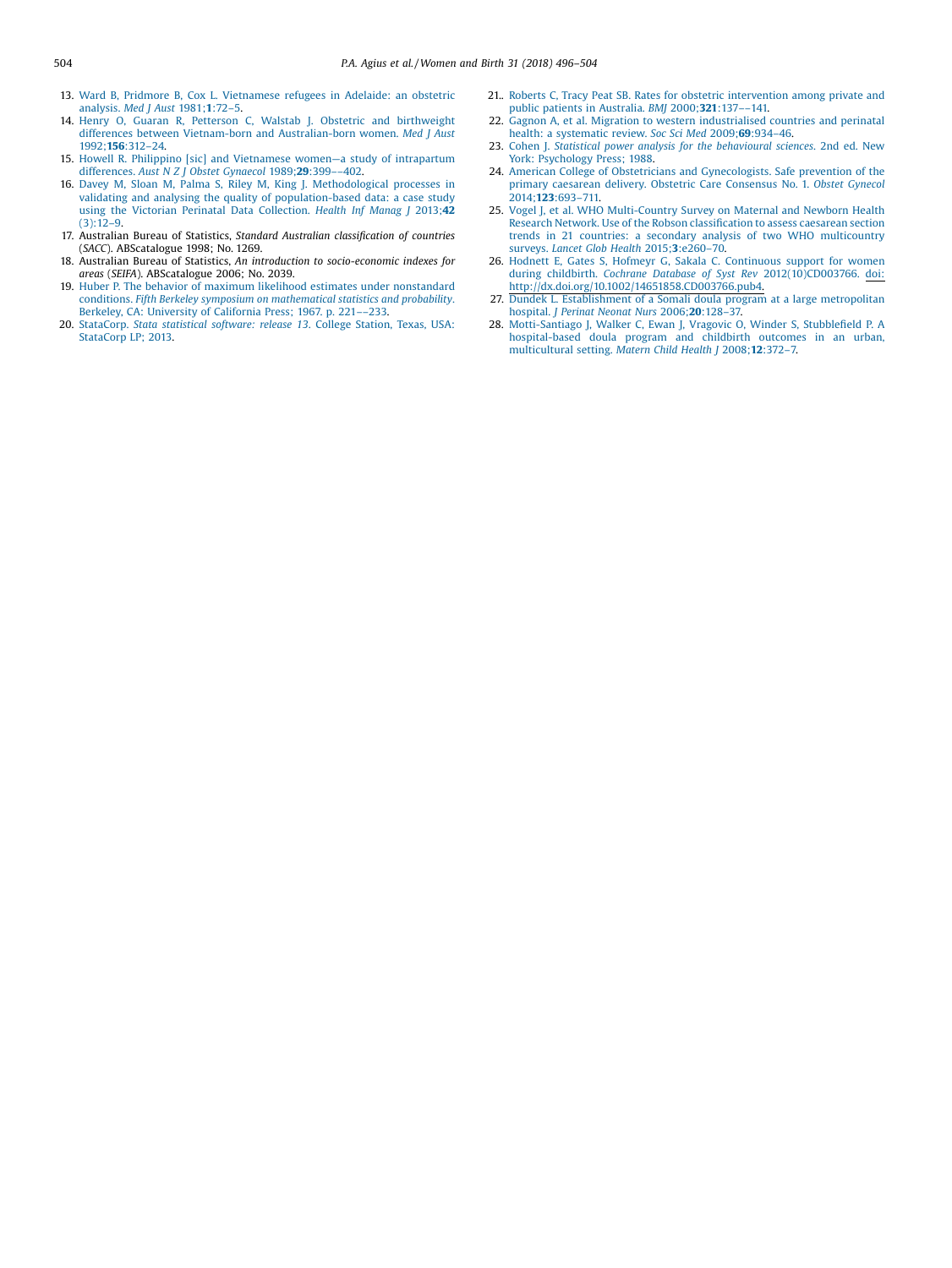13. Ward B, Pridmore B, Cox L. Vietnamese refugees in Adelaide: an obstetric analysis. *Med J Aust* 1981;**1**:72–5.
14. Henry O, Guaran R, Petterson C, Walstab J. Obstetric and birthweight differences between Vietnam-born and Australian-born women. *Med J Aust* 1992;**156**:312–24.
15. Howell R. Philippino [sic] and Vietnamese women—a study of intrapartum differences. *Aust N Z J Obstet Gynaecol* 1989;**29**:399––402.
16. Davey M, Sloan M, Palma S, Riley M, King J. Methodological processes in validating and analysing the quality of population-based data: a case study using the Victorian Perinatal Data Collection. *Health Inf Manag J* 2013;**42**(3):12–9.
17. Australian Bureau of Statistics, *Standard Australian classification of countries* (*SACC*). ABScatalogue 1998; No. 1269.
18. Australian Bureau of Statistics, *An introduction to socio-economic indexes for areas* (*SEIFA*). ABScatalogue 2006; No. 2039.
19. Huber P. The behavior of maximum likelihood estimates under nonstandard conditions. *Fifth Berkeley symposium on mathematical statistics and probability*. Berkeley, CA: University of California Press; 1967. p. 221––233.
20. StataCorp. *Stata statistical software: release 13*. College Station, Texas, USA: StataCorp LP; 2013.
21. Roberts C, Tracy Peat SB. Rates for obstetric intervention among private and public patients in Australia. *BMJ* 2000;**321**:137––141.
22. Gagnon A, et al. Migration to western industrialised countries and perinatal health: a systematic review. *Soc Sci Med* 2009;**69**:934–46.
23. Cohen J. *Statistical power analysis for the behavioural sciences*. 2nd ed. New York: Psychology Press; 1988.
24. American College of Obstetricians and Gynecologists. Safe prevention of the primary caesarean delivery. Obstetric Care Consensus No. 1. *Obstet Gynecol* 2014;**123**:693–711.
25. Vogel J, et al. WHO Multi-Country Survey on Maternal and Newborn Health Research Network. Use of the Robson classification to assess caesarean section trends in 21 countries: a secondary analysis of two WHO multicountry surveys. *Lancet Glob Health* 2015;**3**:e260–70.
26. Hodnett E, Gates S, Hofmeyr G, Sakala C. Continuous support for women during childbirth. *Cochrane Database of Syst Rev* 2012(10)CD003766. doi: http://dx.doi.org/10.1002/14651858.CD003766.pub4.
27. Dundek L. Establishment of a Somali doula program at a large metropolitan hospital. *J Perinat Neonat Nurs* 2006;**20**:128–37.
28. Motti-Santiago J, Walker C, Ewan J, Vragovic O, Winder S, Stubblefield P. A hospital-based doula program and childbirth outcomes in an urban, multicultural setting. *Matern Child Health J* 2008;**12**:372–7.